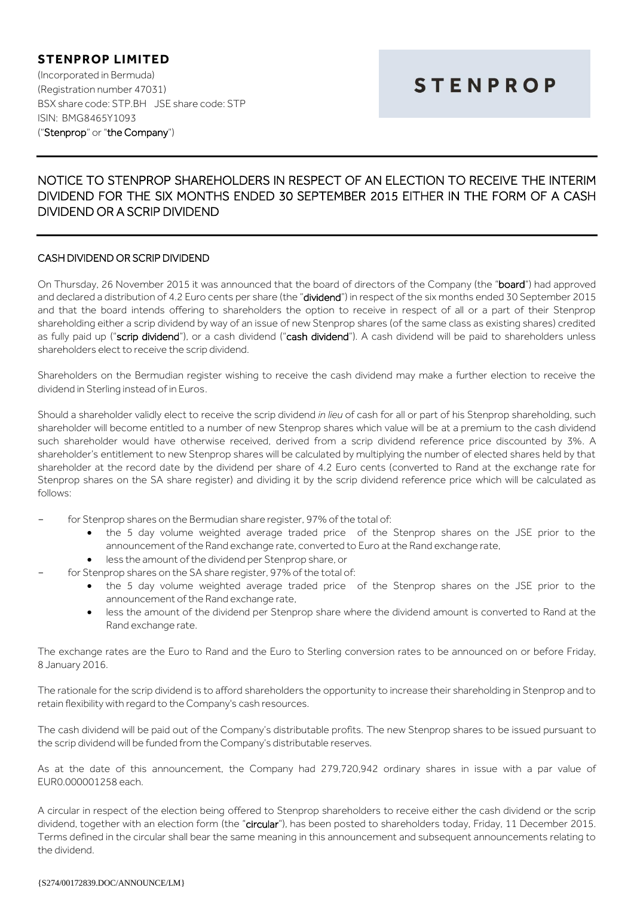**STENPROP LIMITED**

(Incorporated in Bermuda)
(Registration number 47031)
BSX share code: STP.BH JSE share code: STP
ISIN: BMG8465Y1093
("**Stenprop**" or "**the Company**")

**STENPROP**

# NOTICE TO STENPROP SHAREHOLDERS IN RESPECT OF AN ELECTION TO RECEIVE THE INTERIM DIVIDEND FOR THE SIX MONTHS ENDED 30 SEPTEMBER 2015 EITHER IN THE FORM OF A CASH DIVIDEND OR A SCRIP DIVIDEND

## CASH DIVIDEND OR SCRIP DIVIDEND

On Thursday, 26 November 2015 it was announced that the board of directors of the Company (the "**board**") had approved and declared a distribution of 4.2 Euro cents per share (the "**dividend**") in respect of the six months ended 30 September 2015 and that the board intends offering to shareholders the option to receive in respect of all or a part of their Stenprop shareholding either a scrip dividend by way of an issue of new Stenprop shares (of the same class as existing shares) credited as fully paid up ("**scrip dividend**"), or a cash dividend ("**cash dividend**"). A cash dividend will be paid to shareholders unless shareholders elect to receive the scrip dividend.

Shareholders on the Bermudian register wishing to receive the cash dividend may make a further election to receive the dividend in Sterling instead of in Euros.

Should a shareholder validly elect to receive the scrip dividend *in lieu* of cash for all or part of his Stenprop shareholding, such shareholder will become entitled to a number of new Stenprop shares which value will be at a premium to the cash dividend such shareholder would have otherwise received, derived from a scrip dividend reference price discounted by 3%. A shareholder's entitlement to new Stenprop shares will be calculated by multiplying the number of elected shares held by that shareholder at the record date by the dividend per share of 4.2 Euro cents (converted to Rand at the exchange rate for Stenprop shares on the SA share register) and dividing it by the scrip dividend reference price which will be calculated as follows:

- for Stenprop shares on the Bermudian share register, 97% of the total of:
  - the 5 day volume weighted average traded price of the Stenprop shares on the JSE prior to the announcement of the Rand exchange rate, converted to Euro at the Rand exchange rate,
  - less the amount of the dividend per Stenprop share, or
- for Stenprop shares on the SA share register, 97% of the total of:
  - the 5 day volume weighted average traded price of the Stenprop shares on the JSE prior to the announcement of the Rand exchange rate,
  - less the amount of the dividend per Stenprop share where the dividend amount is converted to Rand at the Rand exchange rate.

The exchange rates are the Euro to Rand and the Euro to Sterling conversion rates to be announced on or before Friday, 8 January 2016.

The rationale for the scrip dividend is to afford shareholders the opportunity to increase their shareholding in Stenprop and to retain flexibility with regard to the Company's cash resources.

The cash dividend will be paid out of the Company's distributable profits. The new Stenprop shares to be issued pursuant to the scrip dividend will be funded from the Company's distributable reserves.

As at the date of this announcement, the Company had 279,720,942 ordinary shares in issue with a par value of EUR0.000001258 each.

A circular in respect of the election being offered to Stenprop shareholders to receive either the cash dividend or the scrip dividend, together with an election form (the "**circular**"), has been posted to shareholders today, Friday, 11 December 2015. Terms defined in the circular shall bear the same meaning in this announcement and subsequent announcements relating to the dividend.

{S274/00172839.DOC/ANNOUNCE/LM}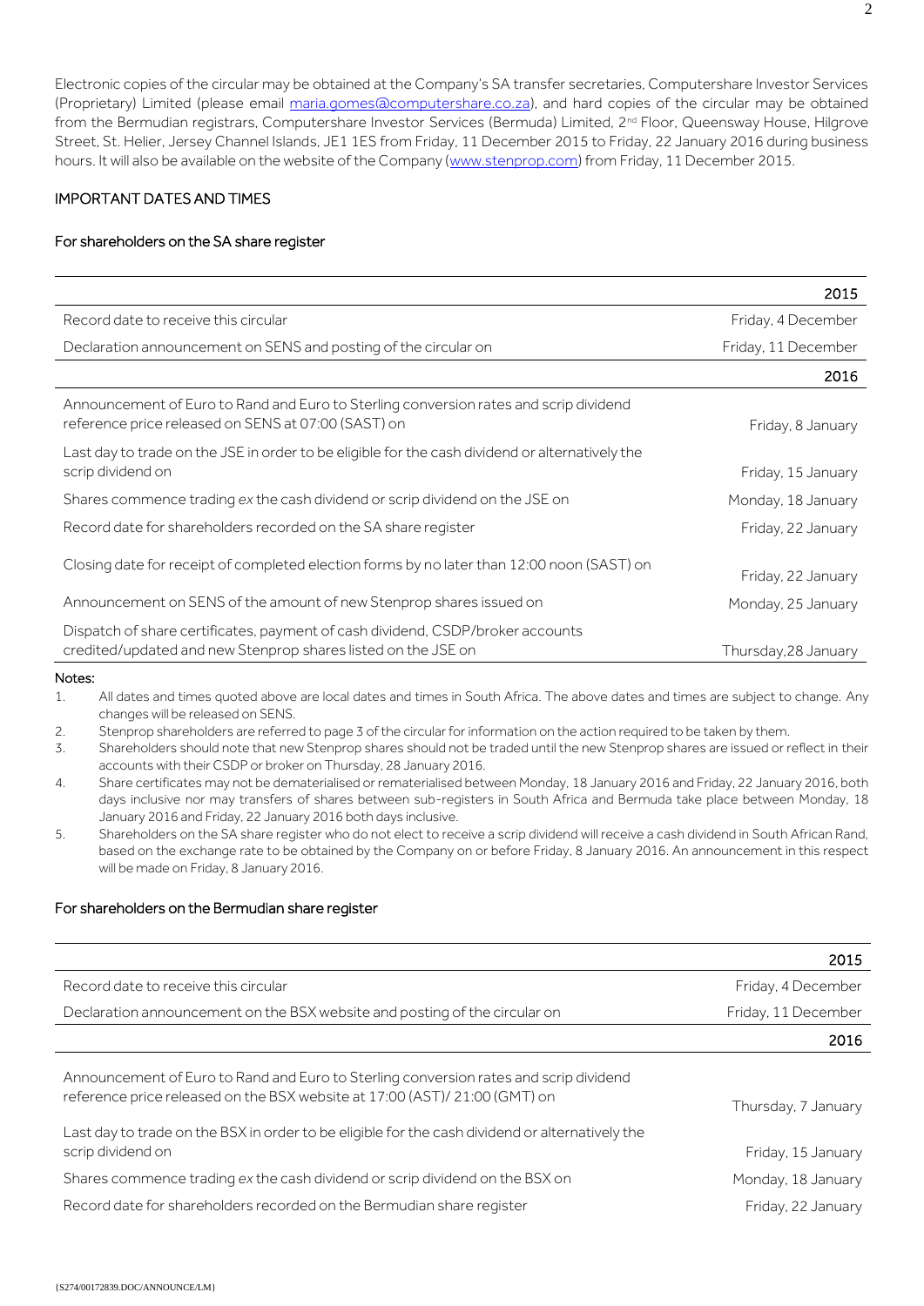Electronic copies of the circular may be obtained at the Company's SA transfer secretaries, Computershare Investor Services (Proprietary) Limited (please email maria.gomes@computershare.co.za), and hard copies of the circular may be obtained from the Bermudian registrars, Computershare Investor Services (Bermuda) Limited, 2nd Floor, Queensway House, Hilgrove Street, St. Helier, Jersey Channel Islands, JE1 1ES from Friday, 11 December 2015 to Friday, 22 January 2016 during business hours. It will also be available on the website of the Company (www.stenprop.com) from Friday, 11 December 2015.

## IMPORTANT DATES AND TIMES

### For shareholders on the SA share register

| | 2015 |
|---|---|
| Record date to receive this circular | Friday, 4 December |
| Declaration announcement on SENS and posting of the circular on | Friday, 11 December |
| | **2016** |
| Announcement of Euro to Rand and Euro to Sterling conversion rates and scrip dividend reference price released on SENS at 07:00 (SAST) on | Friday, 8 January |
| Last day to trade on the JSE in order to be eligible for the cash dividend or alternatively the scrip dividend on | Friday, 15 January |
| Shares commence trading *ex* the cash dividend or scrip dividend on the JSE on | Monday, 18 January |
| Record date for shareholders recorded on the SA share register | Friday, 22 January |
| Closing date for receipt of completed election forms by no later than 12:00 noon (SAST) on | Friday, 22 January |
| Announcement on SENS of the amount of new Stenprop shares issued on | Monday, 25 January |
| Dispatch of share certificates, payment of cash dividend, CSDP/broker accounts credited/updated and new Stenprop shares listed on the JSE on | Thursday,28 January |

Notes:

1. All dates and times quoted above are local dates and times in South Africa. The above dates and times are subject to change. Any changes will be released on SENS.
2. Stenprop shareholders are referred to page 3 of the circular for information on the action required to be taken by them.
3. Shareholders should note that new Stenprop shares should not be traded until the new Stenprop shares are issued or reflect in their accounts with their CSDP or broker on Thursday, 28 January 2016.
4. Share certificates may not be dematerialised or rematerialised between Monday, 18 January 2016 and Friday, 22 January 2016, both days inclusive nor may transfers of shares between sub-registers in South Africa and Bermuda take place between Monday, 18 January 2016 and Friday, 22 January 2016 both days inclusive.
5. Shareholders on the SA share register who do not elect to receive a scrip dividend will receive a cash dividend in South African Rand, based on the exchange rate to be obtained by the Company on or before Friday, 8 January 2016. An announcement in this respect will be made on Friday, 8 January 2016.

### For shareholders on the Bermudian share register

| | 2015 |
|---|---|
| Record date to receive this circular | Friday, 4 December |
| Declaration announcement on the BSX website and posting of the circular on | Friday, 11 December |
| | **2016** |
| Announcement of Euro to Rand and Euro to Sterling conversion rates and scrip dividend reference price released on the BSX website at 17:00 (AST)/ 21:00 (GMT) on | Thursday, 7 January |
| Last day to trade on the BSX in order to be eligible for the cash dividend or alternatively the scrip dividend on | Friday, 15 January |
| Shares commence trading *ex* the cash dividend or scrip dividend on the BSX on | Monday, 18 January |
| Record date for shareholders recorded on the Bermudian share register | Friday, 22 January |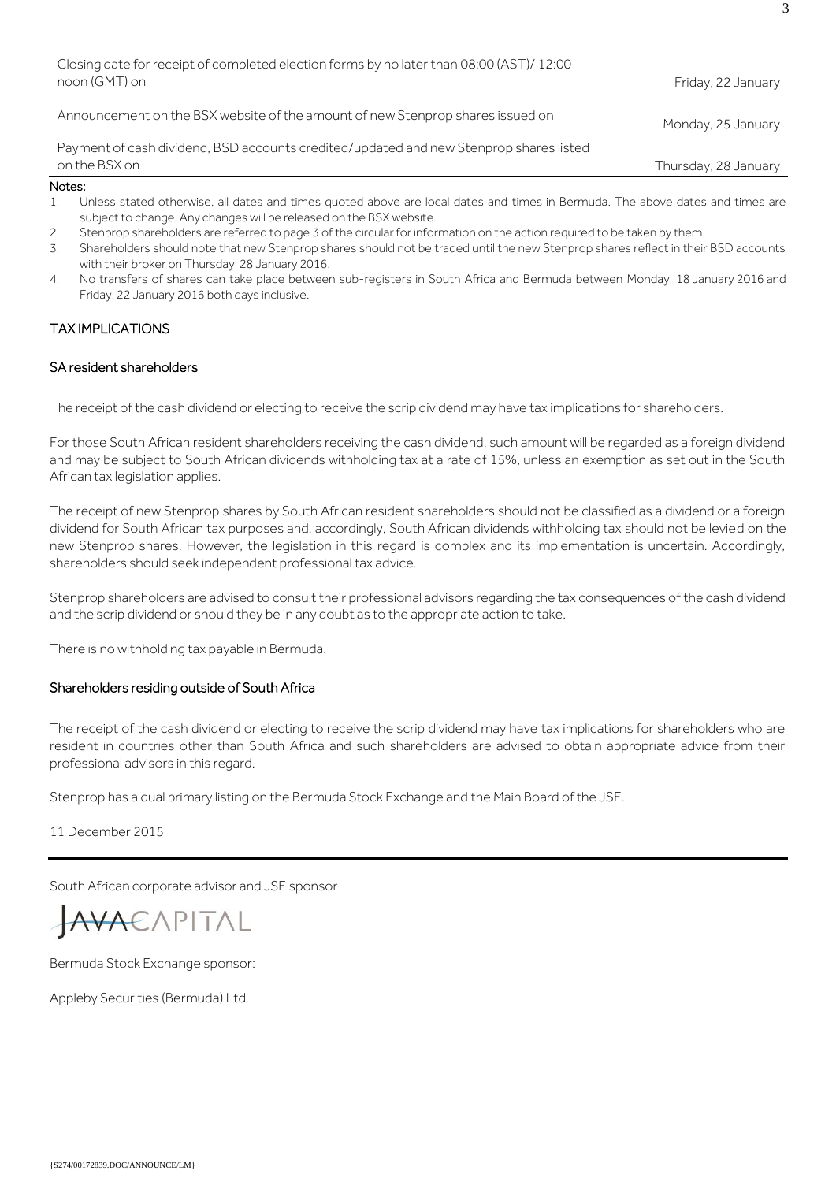| | |
|---|---|
| Closing date for receipt of completed election forms by no later than 08:00 (AST)/ 12:00 noon (GMT) on | Friday, 22 January |
| Announcement on the BSX website of the amount of new Stenprop shares issued on | Monday, 25 January |
| Payment of cash dividend, BSD accounts credited/updated and new Stenprop shares listed on the BSX on | Thursday, 28 January |

**Notes:**

1. Unless stated otherwise, all dates and times quoted above are local dates and times in Bermuda. The above dates and times are subject to change. Any changes will be released on the BSX website.
2. Stenprop shareholders are referred to page 3 of the circular for information on the action required to be taken by them.
3. Shareholders should note that new Stenprop shares should not be traded until the new Stenprop shares reflect in their BSD accounts with their broker on Thursday, 28 January 2016.
4. No transfers of shares can take place between sub-registers in South Africa and Bermuda between Monday, 18 January 2016 and Friday, 22 January 2016 both days inclusive.

## TAX IMPLICATIONS

### SA resident shareholders

The receipt of the cash dividend or electing to receive the scrip dividend may have tax implications for shareholders.

For those South African resident shareholders receiving the cash dividend, such amount will be regarded as a foreign dividend and may be subject to South African dividends withholding tax at a rate of 15%, unless an exemption as set out in the South African tax legislation applies.

The receipt of new Stenprop shares by South African resident shareholders should not be classified as a dividend or a foreign dividend for South African tax purposes and, accordingly, South African dividends withholding tax should not be levied on the new Stenprop shares. However, the legislation in this regard is complex and its implementation is uncertain. Accordingly, shareholders should seek independent professional tax advice.

Stenprop shareholders are advised to consult their professional advisors regarding the tax consequences of the cash dividend and the scrip dividend or should they be in any doubt as to the appropriate action to take.

There is no withholding tax payable in Bermuda.

### Shareholders residing outside of South Africa

The receipt of the cash dividend or electing to receive the scrip dividend may have tax implications for shareholders who are resident in countries other than South Africa and such shareholders are advised to obtain appropriate advice from their professional advisors in this regard.

Stenprop has a dual primary listing on the Bermuda Stock Exchange and the Main Board of the JSE.

11 December 2015

---

South African corporate advisor and JSE sponsor

JAVACAPITAL

Bermuda Stock Exchange sponsor:

Appleby Securities (Bermuda) Ltd

{S274/00172839.DOC/ANNOUNCE/LM}